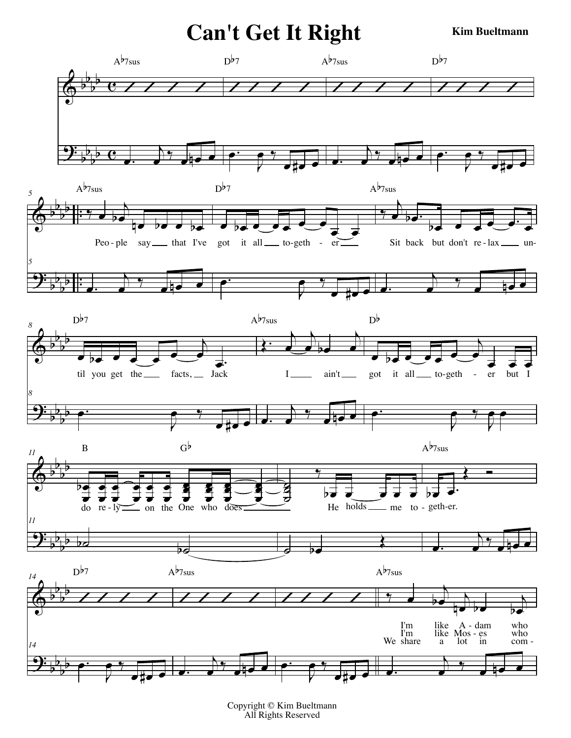# Can't Get It Right

**Kim Bueltmann**

Copyright © Kim Bueltmann
All Rights Reserved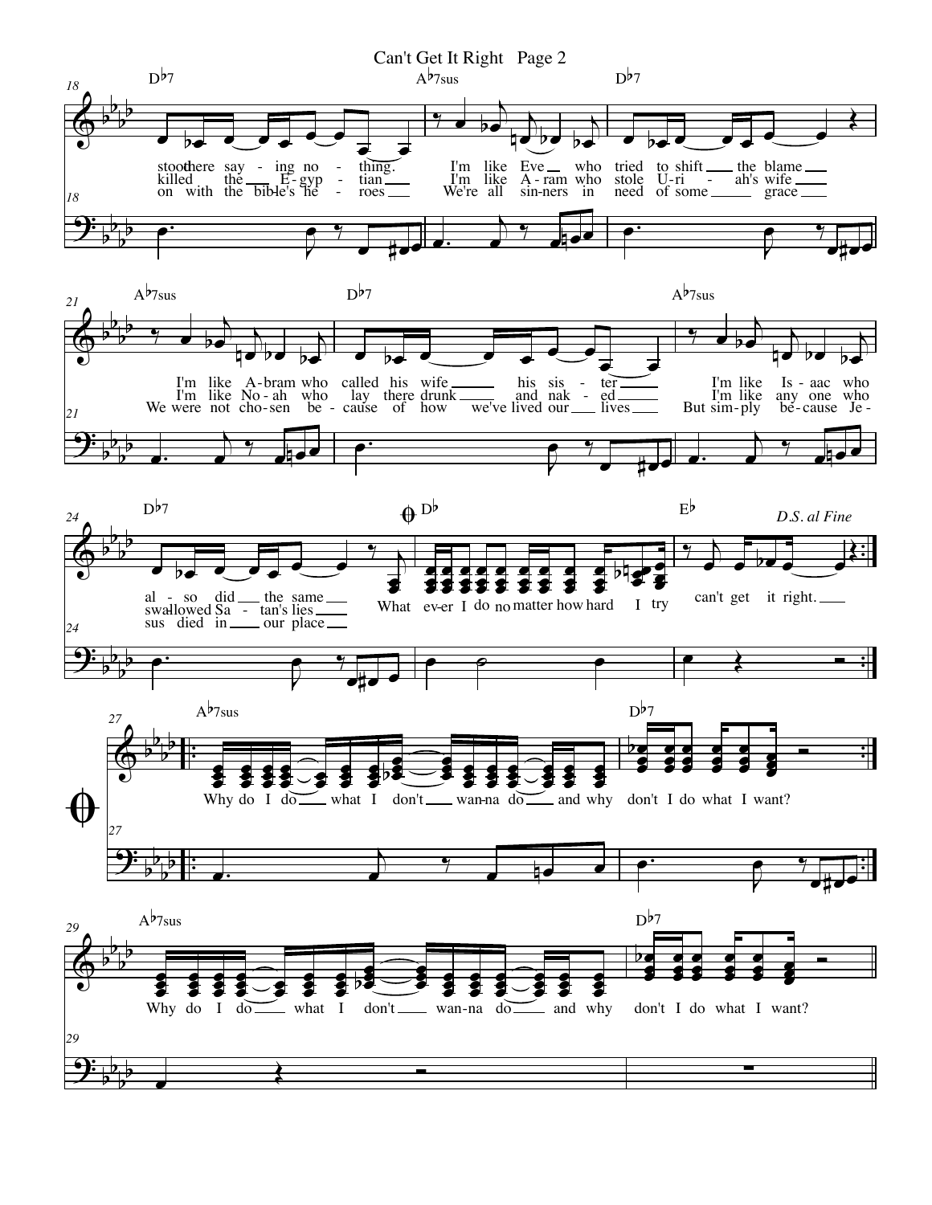D♭7 — A♭7sus — D♭7

stood there saying nothing. I'm like Eve who tried to shift the blame
killed the Egyptian I'm like Aram who stole Uriah's wife
on with the bible's heroes We're all sinners in need of some grace

A♭7sus — D♭7 — A♭7sus

I'm like Abram who called his wife his sister I'm like Isaac who
I'm like Noah who lay there drunk and naked I'm like any one who
We were not chosen because of how we've lived our lives But simply because Je-

D♭7 — D♭ — E♭ — *D.S. al Fine*

also did the same What ever I do no matter how hard I try can't get it right.
swallowed Satan's lies
sus died in our place

A♭7sus — D♭7

Why do I do what I don't wanna do and why don't I do what I want?

A♭7sus — D♭7

Why do I do what I don't wanna do and why don't I do what I want?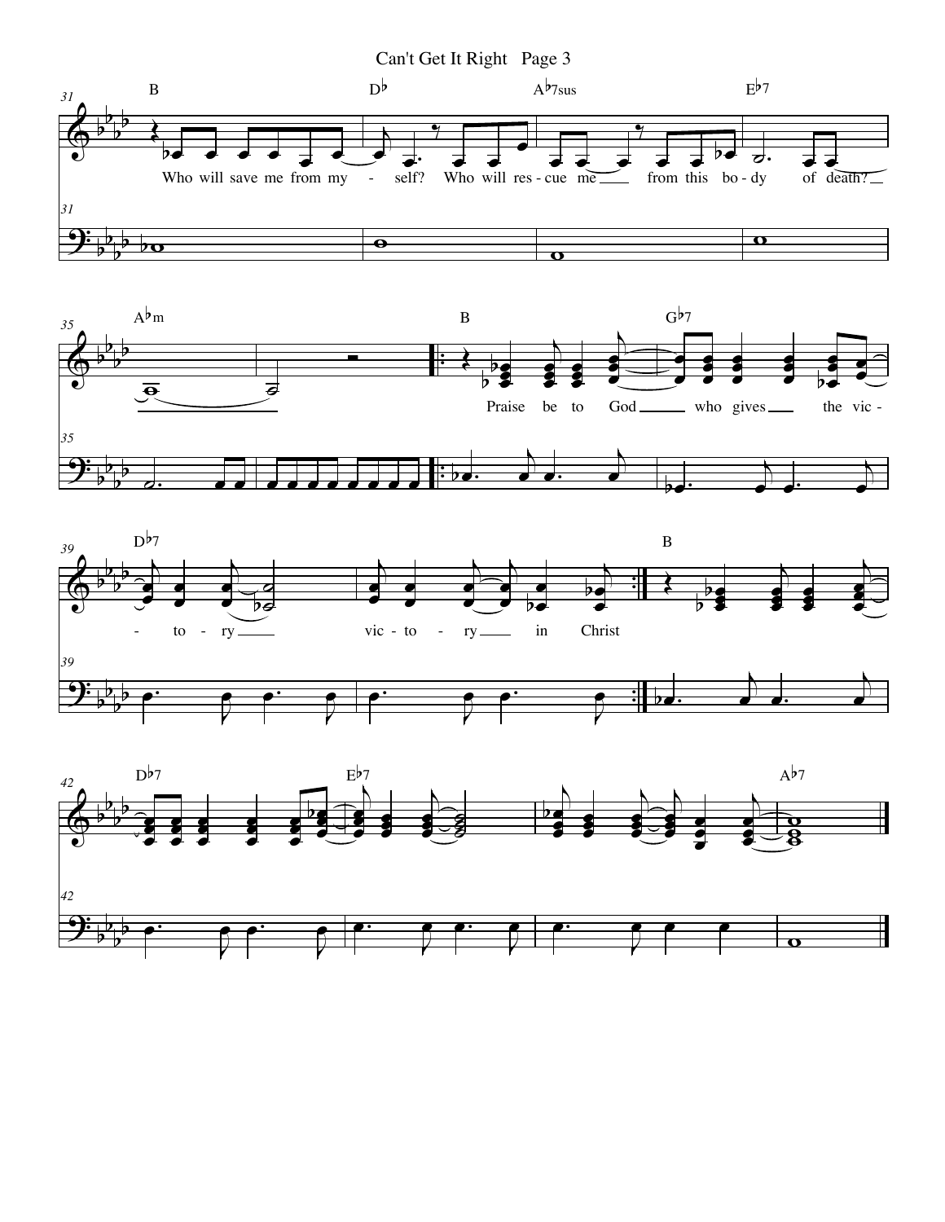B D♭ A♭7sus E♭7

Who will save me from my - self? Who will res - cue me from this bo - dy of death?

A♭m B G♭7

Praise be to God who gives the vic -

D♭7 B

- to - ry vic - to - ry in Christ

D♭7 E♭7 A♭7